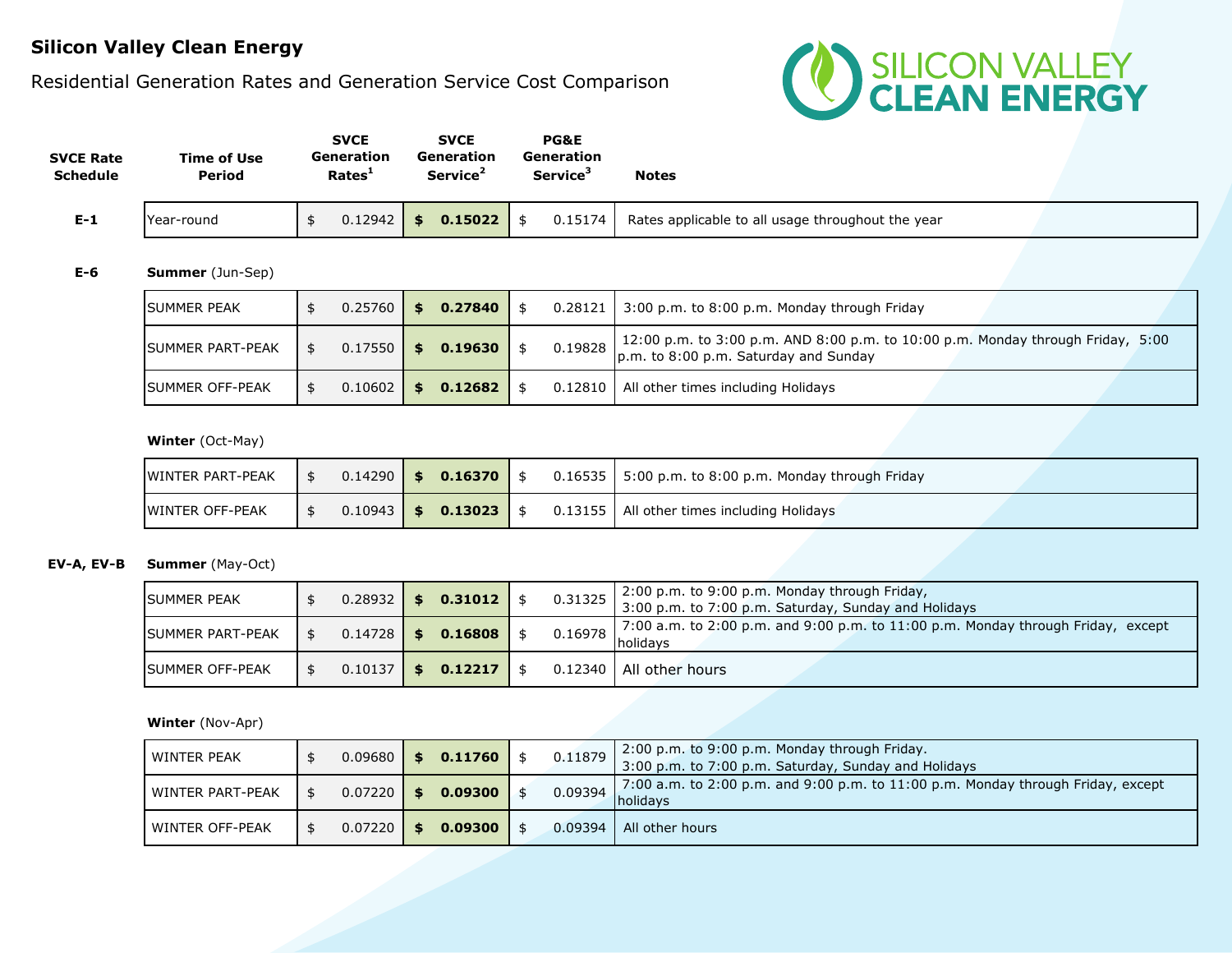# Silicon Valley Clean Energy

## Residential Generation Rates and Generation Service Cost Comparison

| SVCE Rate Schedule | Time of Use Period | SVCE Generation Rates[1] | SVCE Generation Service[2] | PG&E Generation Service[3] | Notes |
|---|---|---|---|---|---|
| **E-1** | Year-round | $ 0.12942 | **$ 0.15022** | $ 0.15174 | Rates applicable to all usage throughout the year |
| **E-6** | **Summer** (Jun-Sep) | | | | |
| | SUMMER PEAK | $ 0.25760 | **$ 0.27840** | $ 0.28121 | 3:00 p.m. to 8:00 p.m. Monday through Friday |
| | SUMMER PART-PEAK | $ 0.17550 | **$ 0.19630** | $ 0.19828 | 12:00 p.m. to 3:00 p.m. AND 8:00 p.m. to 10:00 p.m. Monday through Friday, 5:00 p.m. to 8:00 p.m. Saturday and Sunday |
| | SUMMER OFF-PEAK | $ 0.10602 | **$ 0.12682** | $ 0.12810 | All other times including Holidays |
| | **Winter** (Oct-May) | | | | |
| | WINTER PART-PEAK | $ 0.14290 | **$ 0.16370** | $ 0.16535 | 5:00 p.m. to 8:00 p.m. Monday through Friday |
| | WINTER OFF-PEAK | $ 0.10943 | **$ 0.13023** | $ 0.13155 | All other times including Holidays |
| **EV-A, EV-B** | **Summer** (May-Oct) | | | | |
| | SUMMER PEAK | $ 0.28932 | **$ 0.31012** | $ 0.31325 | 2:00 p.m. to 9:00 p.m. Monday through Friday, 3:00 p.m. to 7:00 p.m. Saturday, Sunday and Holidays |
| | SUMMER PART-PEAK | $ 0.14728 | **$ 0.16808** | $ 0.16978 | 7:00 a.m. to 2:00 p.m. and 9:00 p.m. to 11:00 p.m. Monday through Friday, except holidays |
| | SUMMER OFF-PEAK | $ 0.10137 | **$ 0.12217** | $ 0.12340 | All other hours |
| | **Winter** (Nov-Apr) | | | | |
| | WINTER PEAK | $ 0.09680 | **$ 0.11760** | $ 0.11879 | 2:00 p.m. to 9:00 p.m. Monday through Friday. 3:00 p.m. to 7:00 p.m. Saturday, Sunday and Holidays |
| | WINTER PART-PEAK | $ 0.07220 | **$ 0.09300** | $ 0.09394 | 7:00 a.m. to 2:00 p.m. and 9:00 p.m. to 11:00 p.m. Monday through Friday, except holidays |
| | WINTER OFF-PEAK | $ 0.07220 | **$ 0.09300** | $ 0.09394 | All other hours |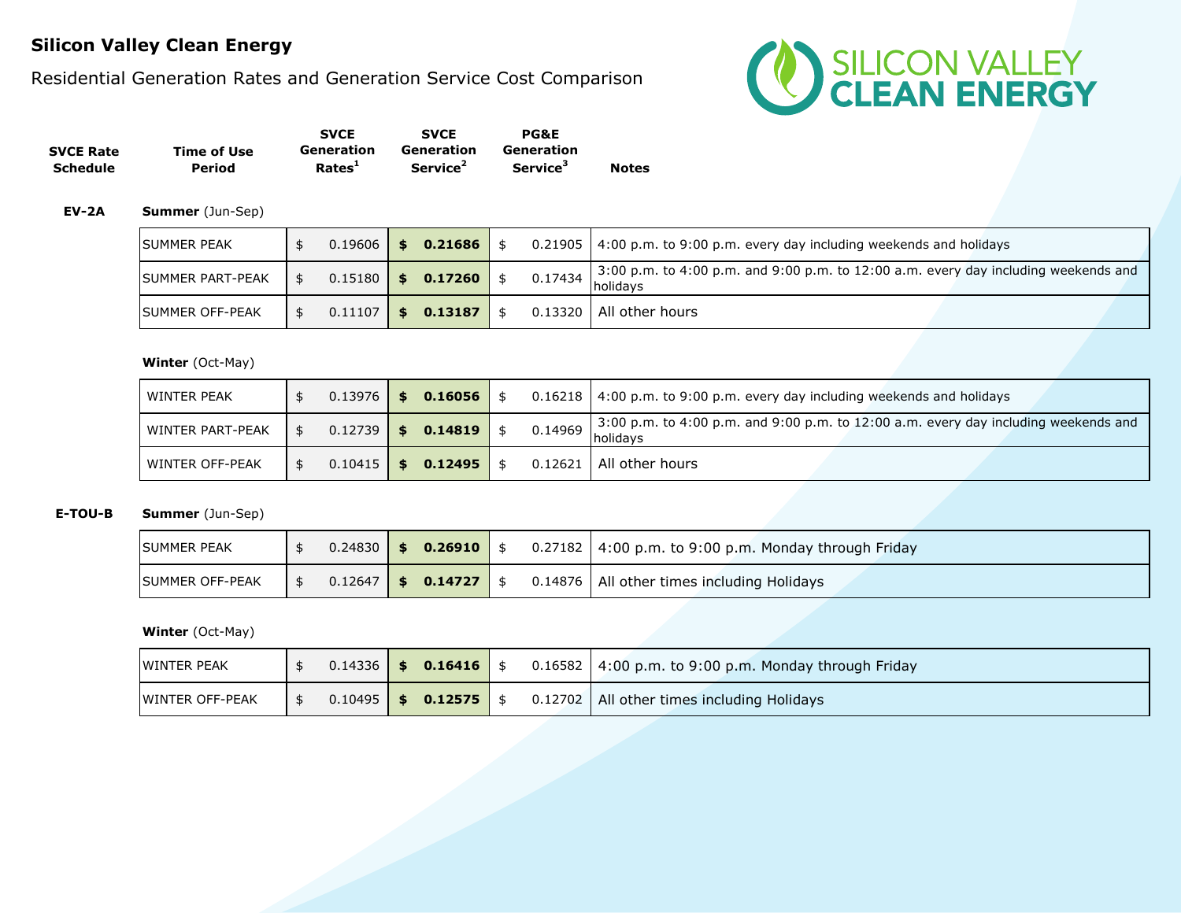# Silicon Valley Clean Energy

## Residential Generation Rates and Generation Service Cost Comparison

| SVCE Rate Schedule | Time of Use Period | SVCE Generation Rates[1] | SVCE Generation Service[2] | PG&E Generation Service[3] | Notes |
|---|---|---|---|---|---|
| **EV-2A** | **Summer** (Jun-Sep) | | | | |
| | SUMMER PEAK | $ 0.19606 | **$ 0.21686** | $ 0.21905 | 4:00 p.m. to 9:00 p.m. every day including weekends and holidays |
| | SUMMER PART-PEAK | $ 0.15180 | **$ 0.17260** | $ 0.17434 | 3:00 p.m. to 4:00 p.m. and 9:00 p.m. to 12:00 a.m. every day including weekends and holidays |
| | SUMMER OFF-PEAK | $ 0.11107 | **$ 0.13187** | $ 0.13320 | All other hours |
| | **Winter** (Oct-May) | | | | |
| | WINTER PEAK | $ 0.13976 | **$ 0.16056** | $ 0.16218 | 4:00 p.m. to 9:00 p.m. every day including weekends and holidays |
| | WINTER PART-PEAK | $ 0.12739 | **$ 0.14819** | $ 0.14969 | 3:00 p.m. to 4:00 p.m. and 9:00 p.m. to 12:00 a.m. every day including weekends and holidays |
| | WINTER OFF-PEAK | $ 0.10415 | **$ 0.12495** | $ 0.12621 | All other hours |
| **E-TOU-B** | **Summer** (Jun-Sep) | | | | |
| | SUMMER PEAK | $ 0.24830 | **$ 0.26910** | $ 0.27182 | 4:00 p.m. to 9:00 p.m. Monday through Friday |
| | SUMMER OFF-PEAK | $ 0.12647 | **$ 0.14727** | $ 0.14876 | All other times including Holidays |
| | **Winter** (Oct-May) | | | | |
| | WINTER PEAK | $ 0.14336 | **$ 0.16416** | $ 0.16582 | 4:00 p.m. to 9:00 p.m. Monday through Friday |
| | WINTER OFF-PEAK | $ 0.10495 | **$ 0.12575** | $ 0.12702 | All other times including Holidays |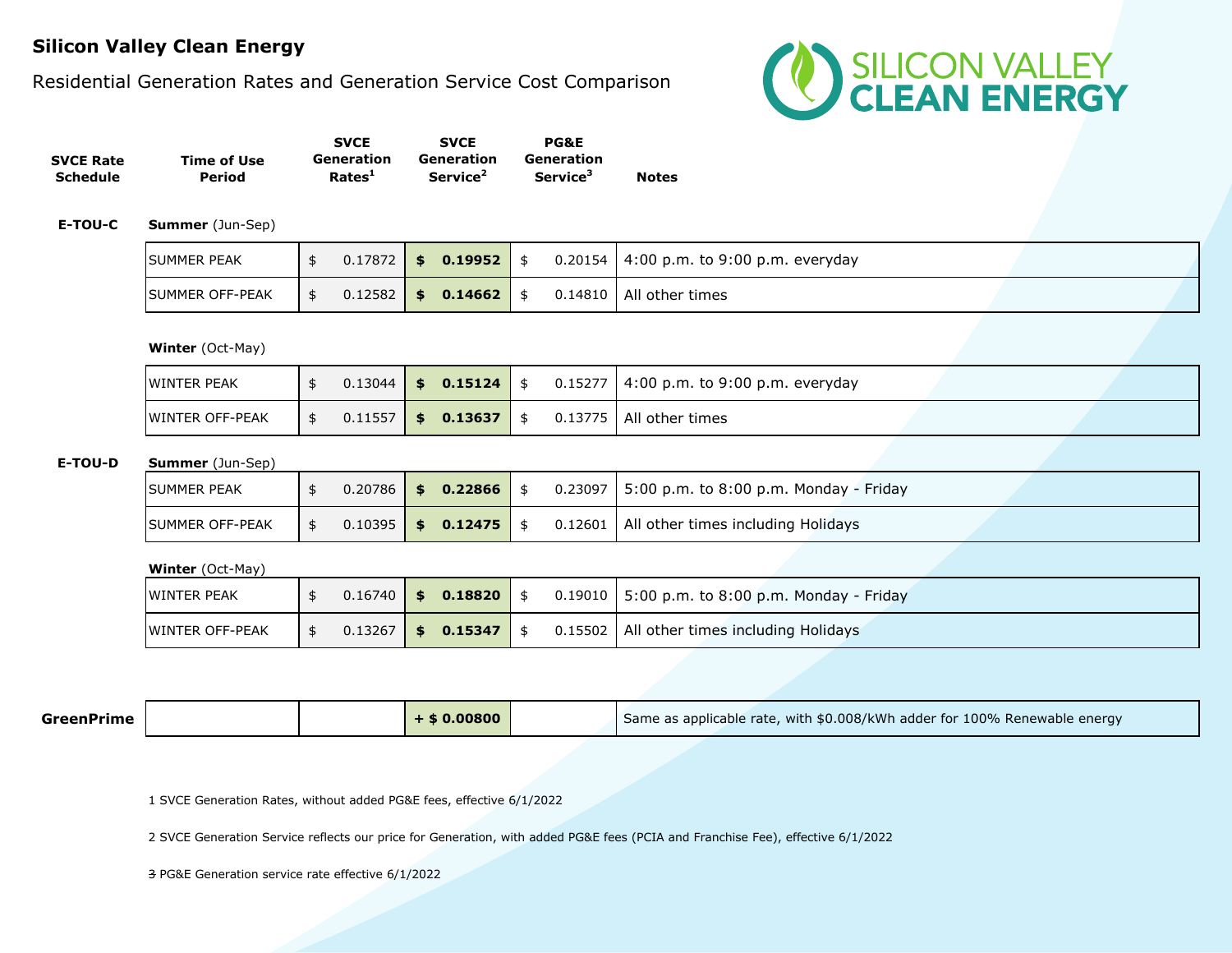# Silicon Valley Clean Energy

## Residential Generation Rates and Generation Service Cost Comparison

| SVCE Rate Schedule | Time of Use Period | SVCE Generation Rates[1] | SVCE Generation Service[2] | PG&E Generation Service[3] | Notes |
|---|---|---|---|---|---|
| E-TOU-C | **Summer** (Jun-Sep) | | | | |
| | SUMMER PEAK | $ 0.17872 | **$ 0.19952** | $ 0.20154 | 4:00 p.m. to 9:00 p.m. everyday |
| | SUMMER OFF-PEAK | $ 0.12582 | **$ 0.14662** | $ 0.14810 | All other times |
| | **Winter** (Oct-May) | | | | |
| | WINTER PEAK | $ 0.13044 | **$ 0.15124** | $ 0.15277 | 4:00 p.m. to 9:00 p.m. everyday |
| | WINTER OFF-PEAK | $ 0.11557 | **$ 0.13637** | $ 0.13775 | All other times |
| E-TOU-D | **Summer** (Jun-Sep) | | | | |
| | SUMMER PEAK | $ 0.20786 | **$ 0.22866** | $ 0.23097 | 5:00 p.m. to 8:00 p.m. Monday - Friday |
| | SUMMER OFF-PEAK | $ 0.10395 | **$ 0.12475** | $ 0.12601 | All other times including Holidays |
| | **Winter** (Oct-May) | | | | |
| | WINTER PEAK | $ 0.16740 | **$ 0.18820** | $ 0.19010 | 5:00 p.m. to 8:00 p.m. Monday - Friday |
| | WINTER OFF-PEAK | $ 0.13267 | **$ 0.15347** | $ 0.15502 | All other times including Holidays |
| **GreenPrime** | | | **+ $ 0.00800** | | Same as applicable rate, with $0.008/kWh adder for 100% Renewable energy |

1 SVCE Generation Rates, without added PG&E fees, effective 6/1/2022

2 SVCE Generation Service reflects our price for Generation, with added PG&E fees (PCIA and Franchise Fee), effective 6/1/2022

3 PG&E Generation service rate effective 6/1/2022